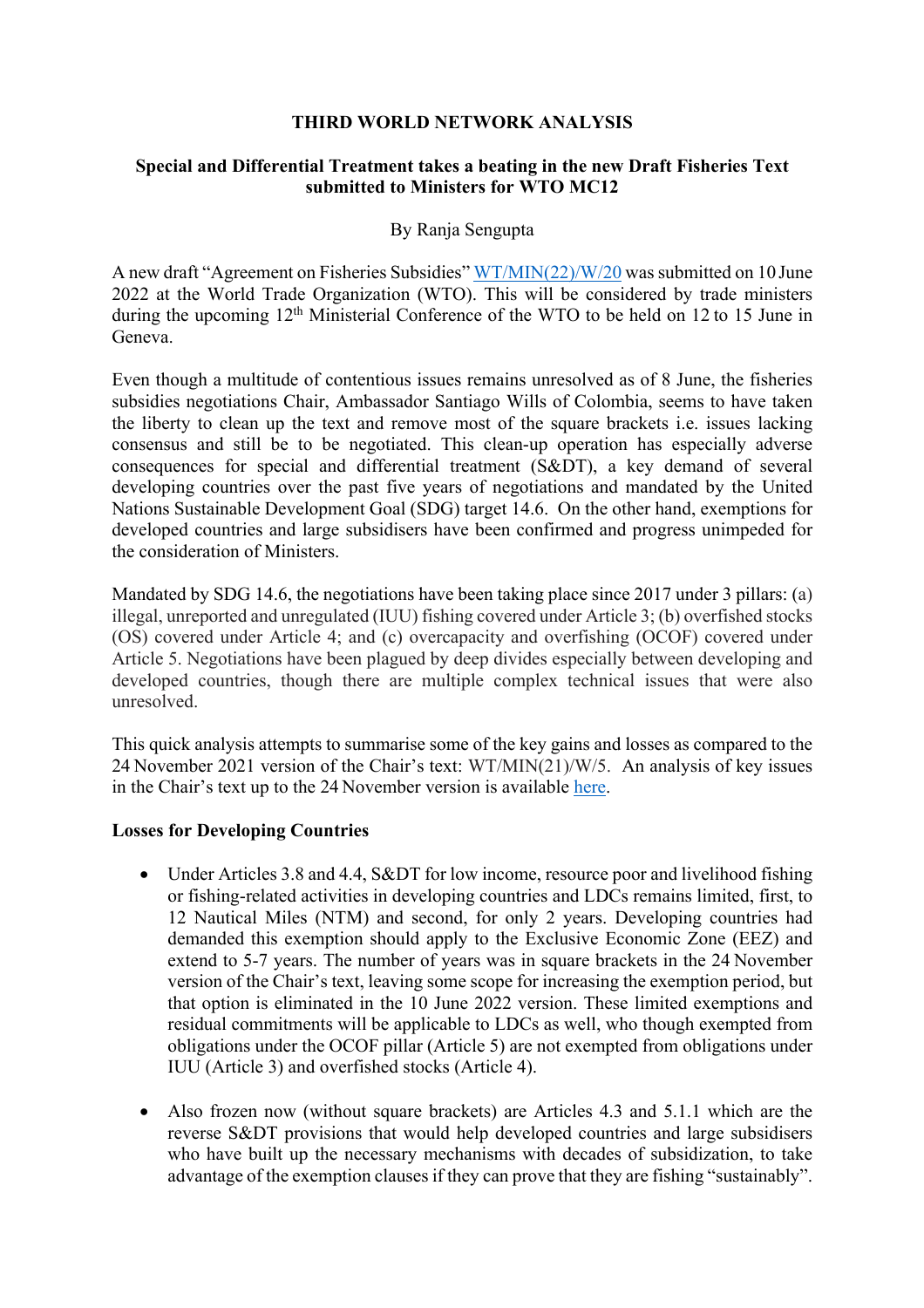**THIRD WORLD NETWORK ANALYSIS**

**Special and Differential Treatment takes a beating in the new Draft Fisheries Text submitted to Ministers for WTO MC12**

By Ranja Sengupta

A new draft "Agreement on Fisheries Subsidies" [WT/MIN(22)/W/20](WT/MIN(22)/W/20) was submitted on 10 June 2022 at the World Trade Organization (WTO). This will be considered by trade ministers during the upcoming 12th Ministerial Conference of the WTO to be held on 12 to 15 June in Geneva.

Even though a multitude of contentious issues remains unresolved as of 8 June, the fisheries subsidies negotiations Chair, Ambassador Santiago Wills of Colombia, seems to have taken the liberty to clean up the text and remove most of the square brackets i.e. issues lacking consensus and still be to be negotiated. This clean-up operation has especially adverse consequences for special and differential treatment (S&DT), a key demand of several developing countries over the past five years of negotiations and mandated by the United Nations Sustainable Development Goal (SDG) target 14.6. On the other hand, exemptions for developed countries and large subsidisers have been confirmed and progress unimpeded for the consideration of Ministers.

Mandated by SDG 14.6, the negotiations have been taking place since 2017 under 3 pillars: (a) illegal, unreported and unregulated (IUU) fishing covered under Article 3; (b) overfished stocks (OS) covered under Article 4; and (c) overcapacity and overfishing (OCOF) covered under Article 5. Negotiations have been plagued by deep divides especially between developing and developed countries, though there are multiple complex technical issues that were also unresolved.

This quick analysis attempts to summarise some of the key gains and losses as compared to the 24 November 2021 version of the Chair's text: WT/MIN(21)/W/5. An analysis of key issues in the Chair's text up to the 24 November version is available here.

**Losses for Developing Countries**

- Under Articles 3.8 and 4.4, S&DT for low income, resource poor and livelihood fishing or fishing-related activities in developing countries and LDCs remains limited, first, to 12 Nautical Miles (NTM) and second, for only 2 years. Developing countries had demanded this exemption should apply to the Exclusive Economic Zone (EEZ) and extend to 5-7 years. The number of years was in square brackets in the 24 November version of the Chair's text, leaving some scope for increasing the exemption period, but that option is eliminated in the 10 June 2022 version. These limited exemptions and residual commitments will be applicable to LDCs as well, who though exempted from obligations under the OCOF pillar (Article 5) are not exempted from obligations under IUU (Article 3) and overfished stocks (Article 4).

- Also frozen now (without square brackets) are Articles 4.3 and 5.1.1 which are the reverse S&DT provisions that would help developed countries and large subsidisers who have built up the necessary mechanisms with decades of subsidization, to take advantage of the exemption clauses if they can prove that they are fishing "sustainably".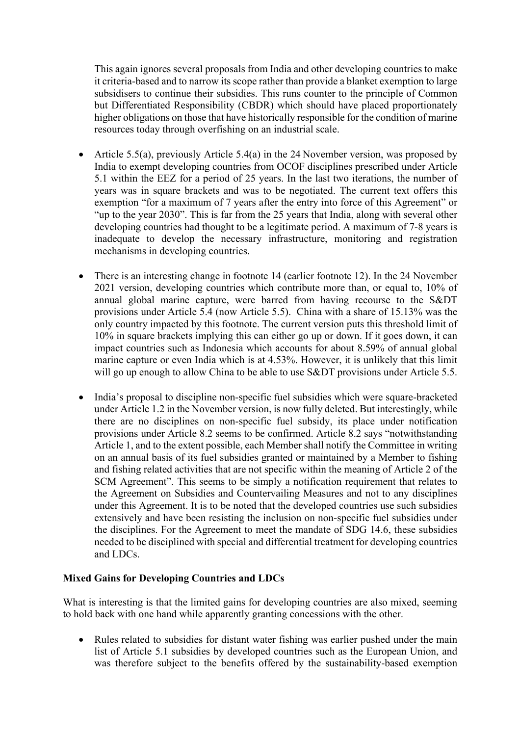This again ignores several proposals from India and other developing countries to make it criteria-based and to narrow its scope rather than provide a blanket exemption to large subsidisers to continue their subsidies. This runs counter to the principle of Common but Differentiated Responsibility (CBDR) which should have placed proportionately higher obligations on those that have historically responsible for the condition of marine resources today through overfishing on an industrial scale.

- Article 5.5(a), previously Article 5.4(a) in the 24 November version, was proposed by India to exempt developing countries from OCOF disciplines prescribed under Article 5.1 within the EEZ for a period of 25 years. In the last two iterations, the number of years was in square brackets and was to be negotiated. The current text offers this exemption "for a maximum of 7 years after the entry into force of this Agreement" or "up to the year 2030". This is far from the 25 years that India, along with several other developing countries had thought to be a legitimate period. A maximum of 7-8 years is inadequate to develop the necessary infrastructure, monitoring and registration mechanisms in developing countries.

- There is an interesting change in footnote 14 (earlier footnote 12). In the 24 November 2021 version, developing countries which contribute more than, or equal to, 10% of annual global marine capture, were barred from having recourse to the S&DT provisions under Article 5.4 (now Article 5.5). China with a share of 15.13% was the only country impacted by this footnote. The current version puts this threshold limit of 10% in square brackets implying this can either go up or down. If it goes down, it can impact countries such as Indonesia which accounts for about 8.59% of annual global marine capture or even India which is at 4.53%. However, it is unlikely that this limit will go up enough to allow China to be able to use S&DT provisions under Article 5.5.

- India's proposal to discipline non-specific fuel subsidies which were square-bracketed under Article 1.2 in the November version, is now fully deleted. But interestingly, while there are no disciplines on non-specific fuel subsidy, its place under notification provisions under Article 8.2 seems to be confirmed. Article 8.2 says "notwithstanding Article 1, and to the extent possible, each Member shall notify the Committee in writing on an annual basis of its fuel subsidies granted or maintained by a Member to fishing and fishing related activities that are not specific within the meaning of Article 2 of the SCM Agreement". This seems to be simply a notification requirement that relates to the Agreement on Subsidies and Countervailing Measures and not to any disciplines under this Agreement. It is to be noted that the developed countries use such subsidies extensively and have been resisting the inclusion on non-specific fuel subsidies under the disciplines. For the Agreement to meet the mandate of SDG 14.6, these subsidies needed to be disciplined with special and differential treatment for developing countries and LDCs.

**Mixed Gains for Developing Countries and LDCs**

What is interesting is that the limited gains for developing countries are also mixed, seeming to hold back with one hand while apparently granting concessions with the other.

- Rules related to subsidies for distant water fishing was earlier pushed under the main list of Article 5.1 subsidies by developed countries such as the European Union, and was therefore subject to the benefits offered by the sustainability-based exemption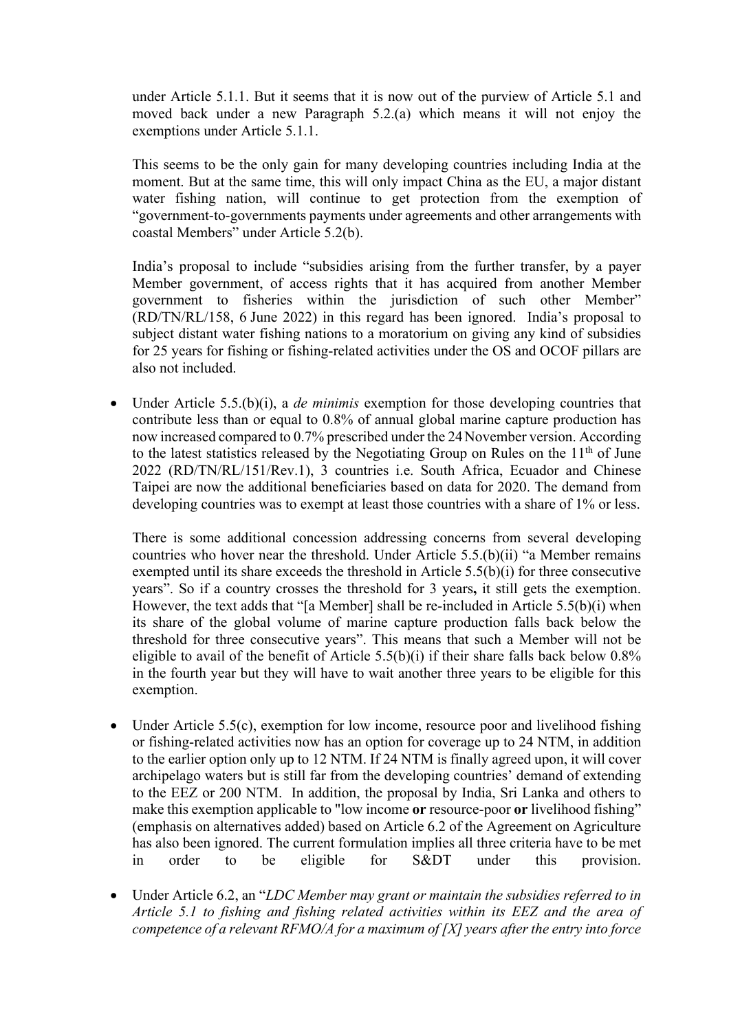under Article 5.1.1. But it seems that it is now out of the purview of Article 5.1 and moved back under a new Paragraph 5.2.(a) which means it will not enjoy the exemptions under Article 5.1.1.

This seems to be the only gain for many developing countries including India at the moment. But at the same time, this will only impact China as the EU, a major distant water fishing nation, will continue to get protection from the exemption of "government-to-governments payments under agreements and other arrangements with coastal Members" under Article 5.2(b).

India's proposal to include "subsidies arising from the further transfer, by a payer Member government, of access rights that it has acquired from another Member government to fisheries within the jurisdiction of such other Member" (RD/TN/RL/158, 6 June 2022) in this regard has been ignored. India's proposal to subject distant water fishing nations to a moratorium on giving any kind of subsidies for 25 years for fishing or fishing-related activities under the OS and OCOF pillars are also not included.

- Under Article 5.5.(b)(i), a *de minimis* exemption for those developing countries that contribute less than or equal to 0.8% of annual global marine capture production has now increased compared to 0.7% prescribed under the 24 November version. According to the latest statistics released by the Negotiating Group on Rules on the 11th of June 2022 (RD/TN/RL/151/Rev.1), 3 countries i.e. South Africa, Ecuador and Chinese Taipei are now the additional beneficiaries based on data for 2020. The demand from developing countries was to exempt at least those countries with a share of 1% or less.

  There is some additional concession addressing concerns from several developing countries who hover near the threshold. Under Article 5.5.(b)(ii) "a Member remains exempted until its share exceeds the threshold in Article 5.5(b)(i) for three consecutive years". So if a country crosses the threshold for 3 years**,** it still gets the exemption. However, the text adds that "[a Member] shall be re-included in Article 5.5(b)(i) when its share of the global volume of marine capture production falls back below the threshold for three consecutive years". This means that such a Member will not be eligible to avail of the benefit of Article 5.5(b)(i) if their share falls back below 0.8% in the fourth year but they will have to wait another three years to be eligible for this exemption.

- Under Article 5.5(c), exemption for low income, resource poor and livelihood fishing or fishing-related activities now has an option for coverage up to 24 NTM, in addition to the earlier option only up to 12 NTM. If 24 NTM is finally agreed upon, it will cover archipelago waters but is still far from the developing countries' demand of extending to the EEZ or 200 NTM. In addition, the proposal by India, Sri Lanka and others to make this exemption applicable to "low income **or** resource-poor **or** livelihood fishing" (emphasis on alternatives added) based on Article 6.2 of the Agreement on Agriculture has also been ignored. The current formulation implies all three criteria have to be met in order to be eligible for S&DT under this provision.

- Under Article 6.2, an "*LDC Member may grant or maintain the subsidies referred to in Article 5.1 to fishing and fishing related activities within its EEZ and the area of competence of a relevant RFMO/A for a maximum of [X] years after the entry into force*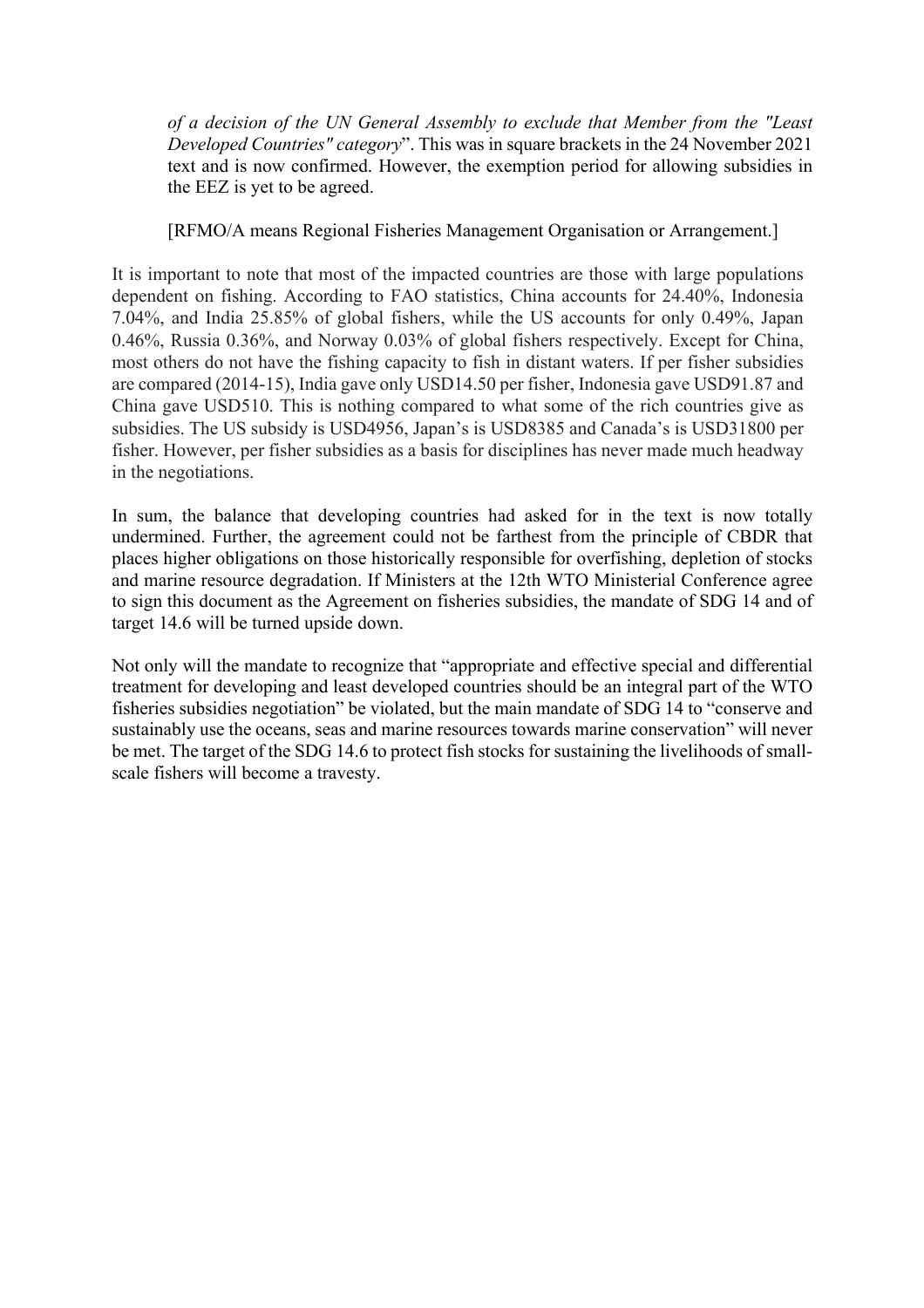*of a decision of the UN General Assembly to exclude that Member from the "Least Developed Countries" category*". This was in square brackets in the 24 November 2021 text and is now confirmed. However, the exemption period for allowing subsidies in the EEZ is yet to be agreed.

[RFMO/A means Regional Fisheries Management Organisation or Arrangement.]

It is important to note that most of the impacted countries are those with large populations dependent on fishing. According to FAO statistics, China accounts for 24.40%, Indonesia 7.04%, and India 25.85% of global fishers, while the US accounts for only 0.49%, Japan 0.46%, Russia 0.36%, and Norway 0.03% of global fishers respectively. Except for China, most others do not have the fishing capacity to fish in distant waters. If per fisher subsidies are compared (2014-15), India gave only USD14.50 per fisher, Indonesia gave USD91.87 and China gave USD510. This is nothing compared to what some of the rich countries give as subsidies. The US subsidy is USD4956, Japan's is USD8385 and Canada's is USD31800 per fisher. However, per fisher subsidies as a basis for disciplines has never made much headway in the negotiations.

In sum, the balance that developing countries had asked for in the text is now totally undermined. Further, the agreement could not be farthest from the principle of CBDR that places higher obligations on those historically responsible for overfishing, depletion of stocks and marine resource degradation. If Ministers at the 12th WTO Ministerial Conference agree to sign this document as the Agreement on fisheries subsidies, the mandate of SDG 14 and of target 14.6 will be turned upside down.

Not only will the mandate to recognize that "appropriate and effective special and differential treatment for developing and least developed countries should be an integral part of the WTO fisheries subsidies negotiation" be violated, but the main mandate of SDG 14 to "conserve and sustainably use the oceans, seas and marine resources towards marine conservation" will never be met. The target of the SDG 14.6 to protect fish stocks for sustaining the livelihoods of small-scale fishers will become a travesty.